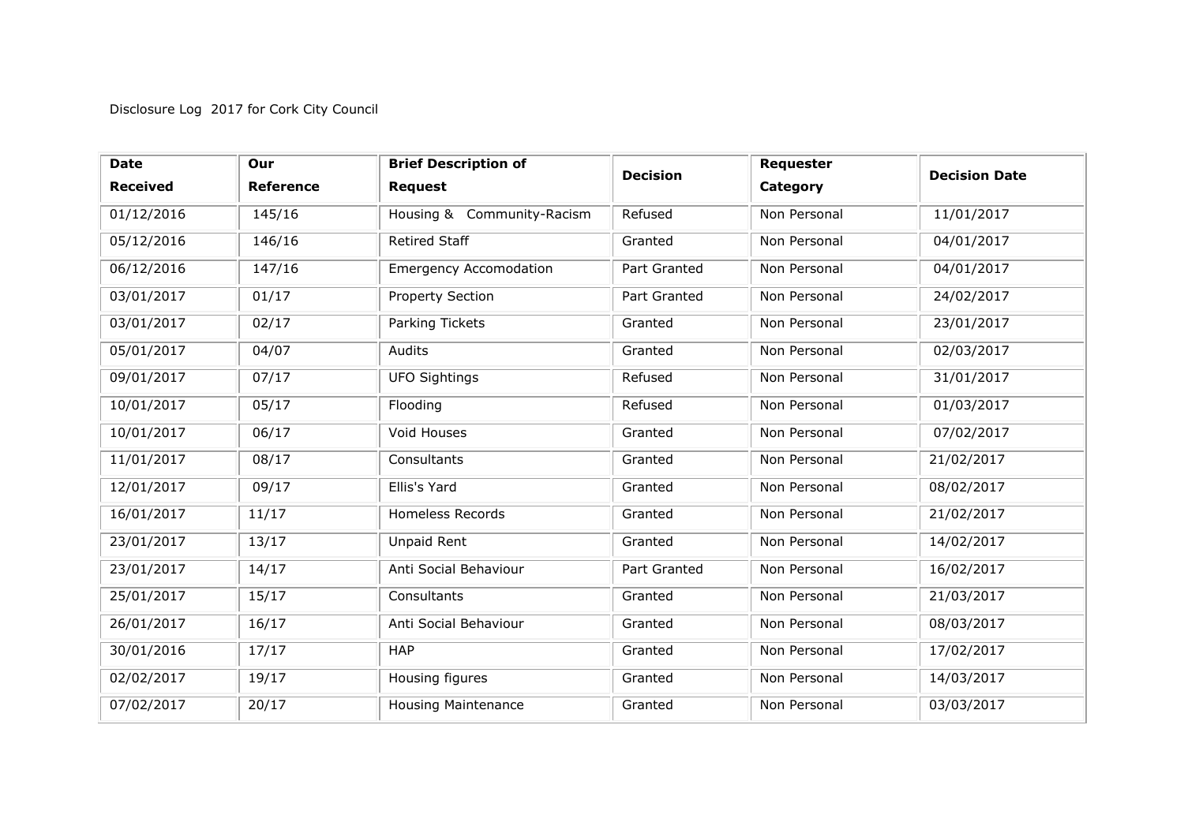Disclosure Log 2017 for Cork City Council

| Date Received | Our Reference | Brief Description of Request | Decision | Requester Category | Decision Date |
|---|---|---|---|---|---|
| 01/12/2016 | 145/16 | Housing & Community-Racism | Refused | Non Personal | 11/01/2017 |
| 05/12/2016 | 146/16 | Retired Staff | Granted | Non Personal | 04/01/2017 |
| 06/12/2016 | 147/16 | Emergency Accomodation | Part Granted | Non Personal | 04/01/2017 |
| 03/01/2017 | 01/17 | Property Section | Part Granted | Non Personal | 24/02/2017 |
| 03/01/2017 | 02/17 | Parking Tickets | Granted | Non Personal | 23/01/2017 |
| 05/01/2017 | 04/07 | Audits | Granted | Non Personal | 02/03/2017 |
| 09/01/2017 | 07/17 | UFO Sightings | Refused | Non Personal | 31/01/2017 |
| 10/01/2017 | 05/17 | Flooding | Refused | Non Personal | 01/03/2017 |
| 10/01/2017 | 06/17 | Void Houses | Granted | Non Personal | 07/02/2017 |
| 11/01/2017 | 08/17 | Consultants | Granted | Non Personal | 21/02/2017 |
| 12/01/2017 | 09/17 | Ellis's Yard | Granted | Non Personal | 08/02/2017 |
| 16/01/2017 | 11/17 | Homeless Records | Granted | Non Personal | 21/02/2017 |
| 23/01/2017 | 13/17 | Unpaid Rent | Granted | Non Personal | 14/02/2017 |
| 23/01/2017 | 14/17 | Anti Social Behaviour | Part Granted | Non Personal | 16/02/2017 |
| 25/01/2017 | 15/17 | Consultants | Granted | Non Personal | 21/03/2017 |
| 26/01/2017 | 16/17 | Anti Social Behaviour | Granted | Non Personal | 08/03/2017 |
| 30/01/2016 | 17/17 | HAP | Granted | Non Personal | 17/02/2017 |
| 02/02/2017 | 19/17 | Housing figures | Granted | Non Personal | 14/03/2017 |
| 07/02/2017 | 20/17 | Housing Maintenance | Granted | Non Personal | 03/03/2017 |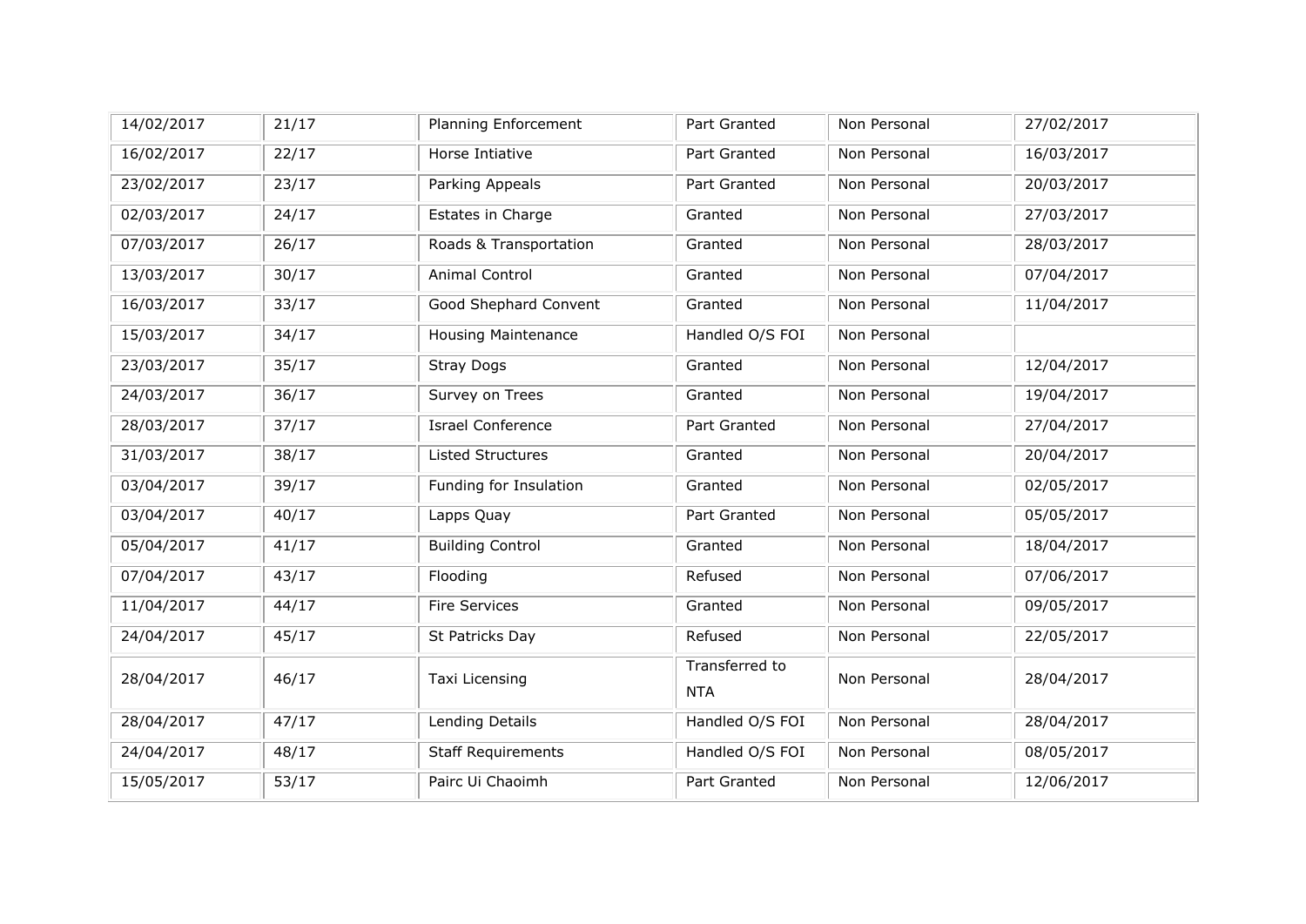| | | | | | |
|---|---|---|---|---|---|
| 14/02/2017 | 21/17 | Planning Enforcement | Part Granted | Non Personal | 27/02/2017 |
| 16/02/2017 | 22/17 | Horse Intiative | Part Granted | Non Personal | 16/03/2017 |
| 23/02/2017 | 23/17 | Parking Appeals | Part Granted | Non Personal | 20/03/2017 |
| 02/03/2017 | 24/17 | Estates in Charge | Granted | Non Personal | 27/03/2017 |
| 07/03/2017 | 26/17 | Roads & Transportation | Granted | Non Personal | 28/03/2017 |
| 13/03/2017 | 30/17 | Animal Control | Granted | Non Personal | 07/04/2017 |
| 16/03/2017 | 33/17 | Good Shephard Convent | Granted | Non Personal | 11/04/2017 |
| 15/03/2017 | 34/17 | Housing Maintenance | Handled O/S FOI | Non Personal | |
| 23/03/2017 | 35/17 | Stray Dogs | Granted | Non Personal | 12/04/2017 |
| 24/03/2017 | 36/17 | Survey on Trees | Granted | Non Personal | 19/04/2017 |
| 28/03/2017 | 37/17 | Israel Conference | Part Granted | Non Personal | 27/04/2017 |
| 31/03/2017 | 38/17 | Listed Structures | Granted | Non Personal | 20/04/2017 |
| 03/04/2017 | 39/17 | Funding for Insulation | Granted | Non Personal | 02/05/2017 |
| 03/04/2017 | 40/17 | Lapps Quay | Part Granted | Non Personal | 05/05/2017 |
| 05/04/2017 | 41/17 | Building Control | Granted | Non Personal | 18/04/2017 |
| 07/04/2017 | 43/17 | Flooding | Refused | Non Personal | 07/06/2017 |
| 11/04/2017 | 44/17 | Fire Services | Granted | Non Personal | 09/05/2017 |
| 24/04/2017 | 45/17 | St Patricks Day | Refused | Non Personal | 22/05/2017 |
| 28/04/2017 | 46/17 | Taxi Licensing | Transferred to NTA | Non Personal | 28/04/2017 |
| 28/04/2017 | 47/17 | Lending Details | Handled O/S FOI | Non Personal | 28/04/2017 |
| 24/04/2017 | 48/17 | Staff Requirements | Handled O/S FOI | Non Personal | 08/05/2017 |
| 15/05/2017 | 53/17 | Pairc Ui Chaoimh | Part Granted | Non Personal | 12/06/2017 |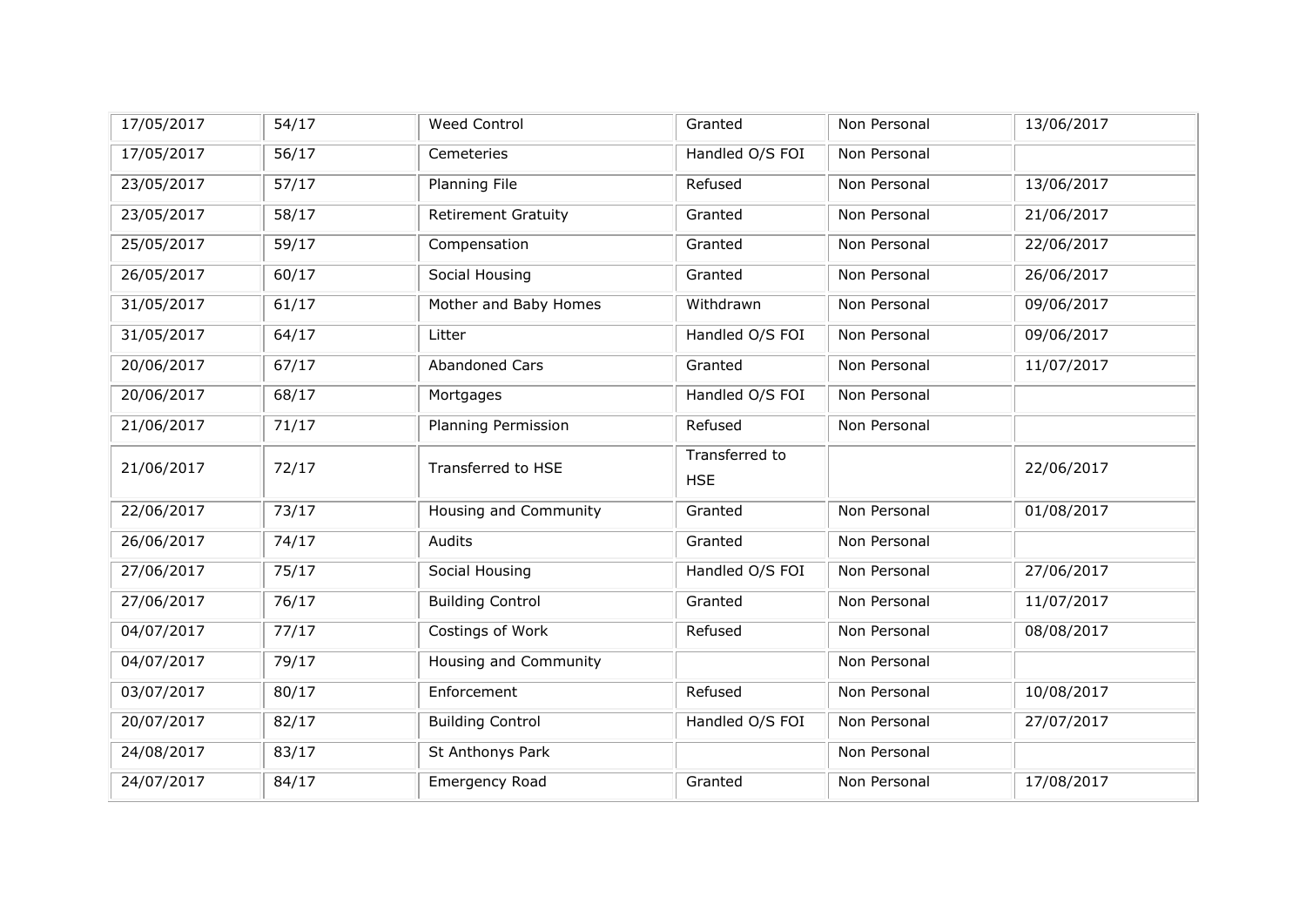| | | | | | |
|---|---|---|---|---|---|
| 17/05/2017 | 54/17 | Weed Control | Granted | Non Personal | 13/06/2017 |
| 17/05/2017 | 56/17 | Cemeteries | Handled O/S FOI | Non Personal | |
| 23/05/2017 | 57/17 | Planning File | Refused | Non Personal | 13/06/2017 |
| 23/05/2017 | 58/17 | Retirement Gratuity | Granted | Non Personal | 21/06/2017 |
| 25/05/2017 | 59/17 | Compensation | Granted | Non Personal | 22/06/2017 |
| 26/05/2017 | 60/17 | Social Housing | Granted | Non Personal | 26/06/2017 |
| 31/05/2017 | 61/17 | Mother and Baby Homes | Withdrawn | Non Personal | 09/06/2017 |
| 31/05/2017 | 64/17 | Litter | Handled O/S FOI | Non Personal | 09/06/2017 |
| 20/06/2017 | 67/17 | Abandoned Cars | Granted | Non Personal | 11/07/2017 |
| 20/06/2017 | 68/17 | Mortgages | Handled O/S FOI | Non Personal | |
| 21/06/2017 | 71/17 | Planning Permission | Refused | Non Personal | |
| 21/06/2017 | 72/17 | Transferred to HSE | Transferred to HSE | | 22/06/2017 |
| 22/06/2017 | 73/17 | Housing and Community | Granted | Non Personal | 01/08/2017 |
| 26/06/2017 | 74/17 | Audits | Granted | Non Personal | |
| 27/06/2017 | 75/17 | Social Housing | Handled O/S FOI | Non Personal | 27/06/2017 |
| 27/06/2017 | 76/17 | Building Control | Granted | Non Personal | 11/07/2017 |
| 04/07/2017 | 77/17 | Costings of Work | Refused | Non Personal | 08/08/2017 |
| 04/07/2017 | 79/17 | Housing and Community | | Non Personal | |
| 03/07/2017 | 80/17 | Enforcement | Refused | Non Personal | 10/08/2017 |
| 20/07/2017 | 82/17 | Building Control | Handled O/S FOI | Non Personal | 27/07/2017 |
| 24/08/2017 | 83/17 | St Anthonys Park | | Non Personal | |
| 24/07/2017 | 84/17 | Emergency Road | Granted | Non Personal | 17/08/2017 |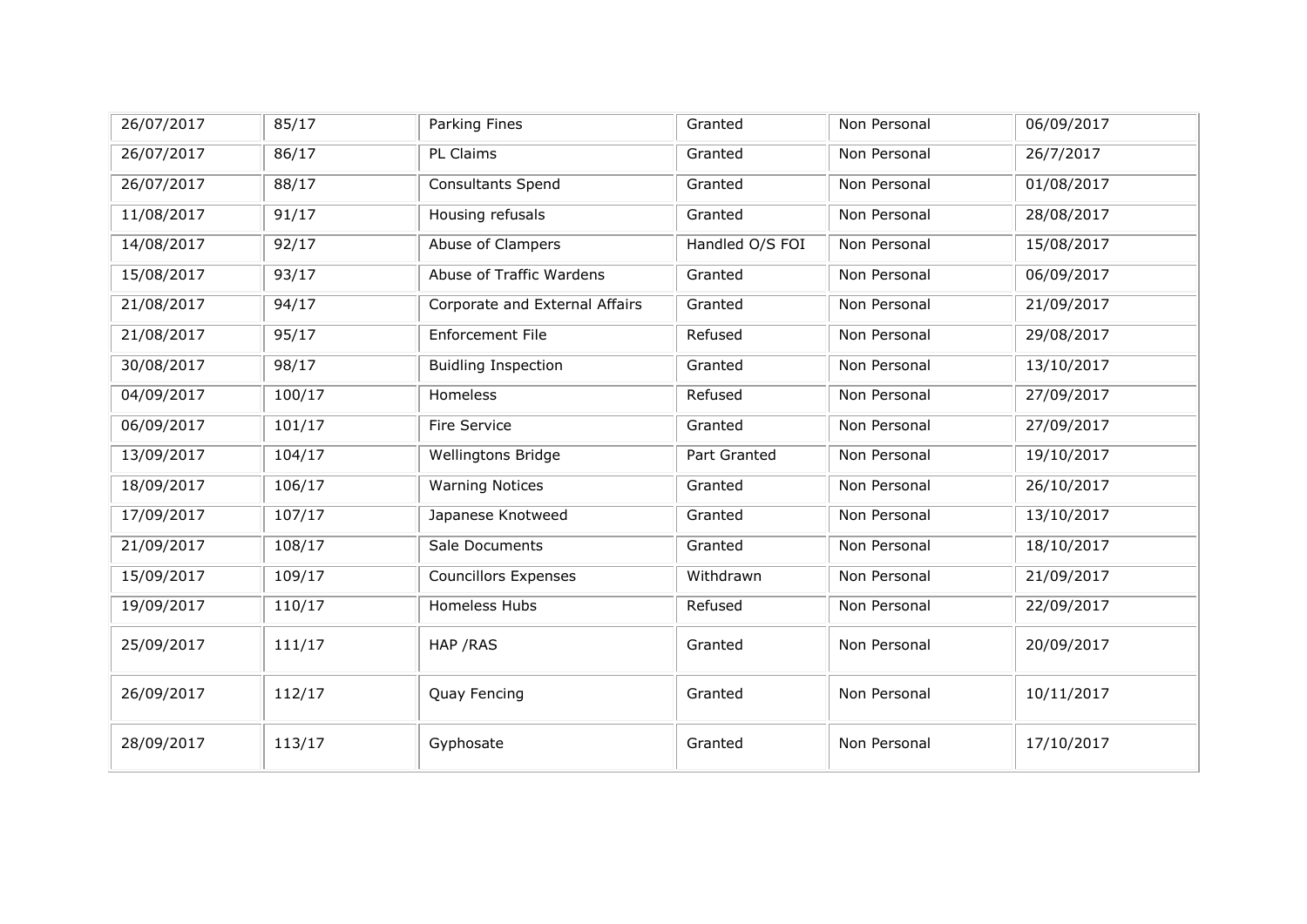| | | | | | |
|---|---|---|---|---|---|
| 26/07/2017 | 85/17 | Parking Fines | Granted | Non Personal | 06/09/2017 |
| 26/07/2017 | 86/17 | PL Claims | Granted | Non Personal | 26/7/2017 |
| 26/07/2017 | 88/17 | Consultants Spend | Granted | Non Personal | 01/08/2017 |
| 11/08/2017 | 91/17 | Housing refusals | Granted | Non Personal | 28/08/2017 |
| 14/08/2017 | 92/17 | Abuse of Clampers | Handled O/S FOI | Non Personal | 15/08/2017 |
| 15/08/2017 | 93/17 | Abuse of Traffic Wardens | Granted | Non Personal | 06/09/2017 |
| 21/08/2017 | 94/17 | Corporate and External Affairs | Granted | Non Personal | 21/09/2017 |
| 21/08/2017 | 95/17 | Enforcement File | Refused | Non Personal | 29/08/2017 |
| 30/08/2017 | 98/17 | Buidling Inspection | Granted | Non Personal | 13/10/2017 |
| 04/09/2017 | 100/17 | Homeless | Refused | Non Personal | 27/09/2017 |
| 06/09/2017 | 101/17 | Fire Service | Granted | Non Personal | 27/09/2017 |
| 13/09/2017 | 104/17 | Wellingtons Bridge | Part Granted | Non Personal | 19/10/2017 |
| 18/09/2017 | 106/17 | Warning Notices | Granted | Non Personal | 26/10/2017 |
| 17/09/2017 | 107/17 | Japanese Knotweed | Granted | Non Personal | 13/10/2017 |
| 21/09/2017 | 108/17 | Sale Documents | Granted | Non Personal | 18/10/2017 |
| 15/09/2017 | 109/17 | Councillors Expenses | Withdrawn | Non Personal | 21/09/2017 |
| 19/09/2017 | 110/17 | Homeless Hubs | Refused | Non Personal | 22/09/2017 |
| 25/09/2017 | 111/17 | HAP /RAS | Granted | Non Personal | 20/09/2017 |
| 26/09/2017 | 112/17 | Quay Fencing | Granted | Non Personal | 10/11/2017 |
| 28/09/2017 | 113/17 | Gyphosate | Granted | Non Personal | 17/10/2017 |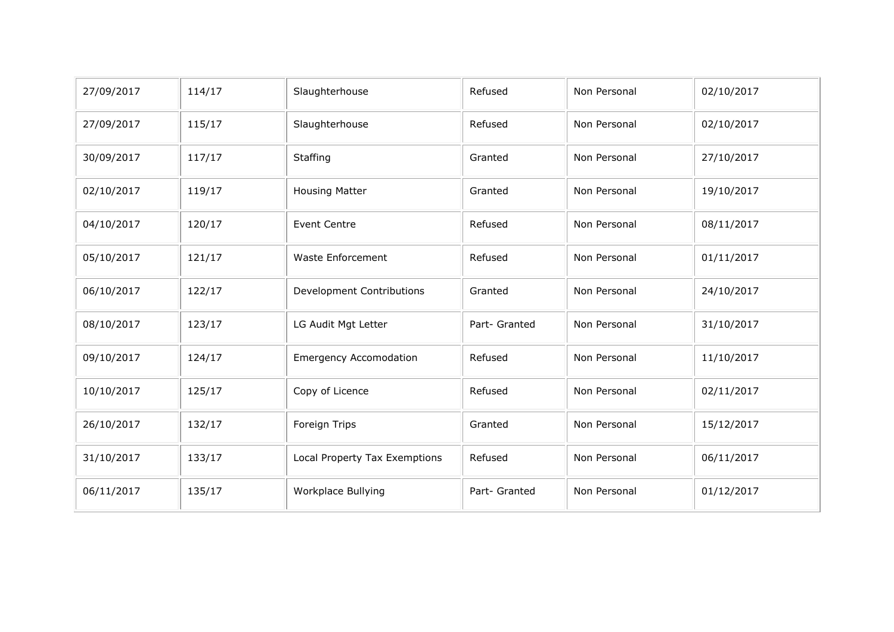| | | | | | |
|---|---|---|---|---|---|
| 27/09/2017 | 114/17 | Slaughterhouse | Refused | Non Personal | 02/10/2017 |
| 27/09/2017 | 115/17 | Slaughterhouse | Refused | Non Personal | 02/10/2017 |
| 30/09/2017 | 117/17 | Staffing | Granted | Non Personal | 27/10/2017 |
| 02/10/2017 | 119/17 | Housing Matter | Granted | Non Personal | 19/10/2017 |
| 04/10/2017 | 120/17 | Event Centre | Refused | Non Personal | 08/11/2017 |
| 05/10/2017 | 121/17 | Waste Enforcement | Refused | Non Personal | 01/11/2017 |
| 06/10/2017 | 122/17 | Development Contributions | Granted | Non Personal | 24/10/2017 |
| 08/10/2017 | 123/17 | LG Audit Mgt Letter | Part- Granted | Non Personal | 31/10/2017 |
| 09/10/2017 | 124/17 | Emergency Accomodation | Refused | Non Personal | 11/10/2017 |
| 10/10/2017 | 125/17 | Copy of Licence | Refused | Non Personal | 02/11/2017 |
| 26/10/2017 | 132/17 | Foreign Trips | Granted | Non Personal | 15/12/2017 |
| 31/10/2017 | 133/17 | Local Property Tax Exemptions | Refused | Non Personal | 06/11/2017 |
| 06/11/2017 | 135/17 | Workplace Bullying | Part- Granted | Non Personal | 01/12/2017 |